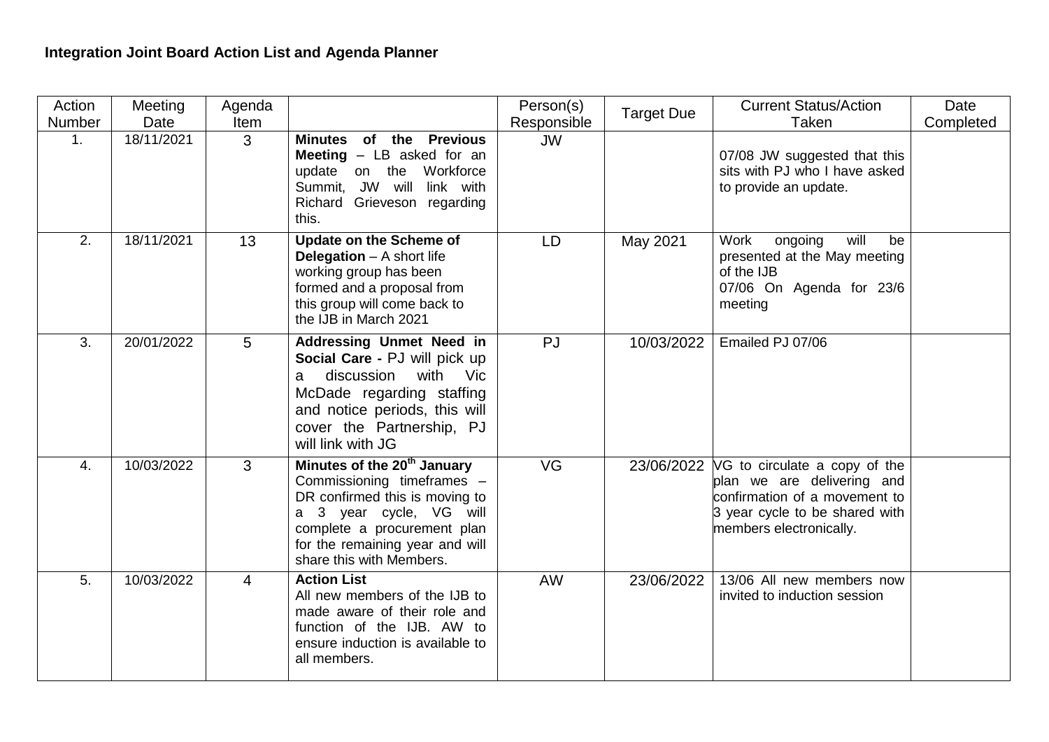# Integration Joint Board Action List and Agenda Planner

| Action Number | Meeting Date | Agenda Item | | Person(s) Responsible | Target Due | Current Status/Action Taken | Date Completed |
|---|---|---|---|---|---|---|---|
| 1. | 18/11/2021 | 3 | **Minutes of the Previous Meeting** – LB asked for an update on the Workforce Summit, JW will link with Richard Grieveson regarding this. | JW | | 07/08 JW suggested that this sits with PJ who I have asked to provide an update. | |
| 2. | 18/11/2021 | 13 | **Update on the Scheme of Delegation** – A short life working group has been formed and a proposal from this group will come back to the IJB in March 2021 | LD | May 2021 | Work ongoing will be presented at the May meeting of the IJB<br>07/06 On Agenda for 23/6 meeting | |
| 3. | 20/01/2022 | 5 | **Addressing Unmet Need in Social Care -** PJ will pick up a discussion with Vic McDade regarding staffing and notice periods, this will cover the Partnership, PJ will link with JG | PJ | 10/03/2022 | Emailed PJ 07/06 | |
| 4. | 10/03/2022 | 3 | **Minutes of the 20th January** Commissioning timeframes – DR confirmed this is moving to a 3 year cycle, VG will complete a procurement plan for the remaining year and will share this with Members. | VG | 23/06/2022 | VG to circulate a copy of the plan we are delivering and confirmation of a movement to 3 year cycle to be shared with members electronically. | |
| 5. | 10/03/2022 | 4 | **Action List**<br>All new members of the IJB to made aware of their role and function of the IJB. AW to ensure induction is available to all members. | AW | 23/06/2022 | 13/06 All new members now invited to induction session | |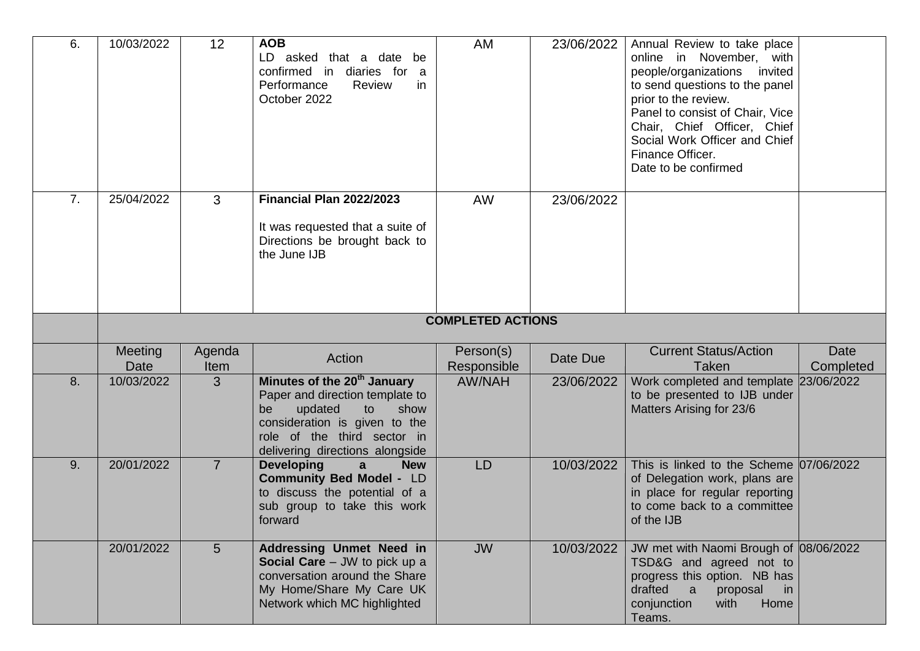| | | | | | | | |
|---|---|---|---|---|---|---|---|
| 6. | 10/03/2022 | 12 | **AOB**<br>LD asked that a date be confirmed in diaries for a Performance Review in October 2022 | AM | 23/06/2022 | Annual Review to take place online in November, with people/organizations invited to send questions to the panel prior to the review.<br>Panel to consist of Chair, Vice Chair, Chief Officer, Chief Social Work Officer and Chief Finance Officer.<br>Date to be confirmed | |
| 7. | 25/04/2022 | 3 | **Financial Plan 2022/2023**<br><br>It was requested that a suite of Directions be brought back to the June IJB | AW | 23/06/2022 | | |
| | **COMPLETED ACTIONS** | | | | | | |
| | Meeting Date | Agenda Item | Action | Person(s) Responsible | Date Due | Current Status/Action Taken | Date Completed |
| 8. | 10/03/2022 | 3 | **Minutes of the 20th January**<br>Paper and direction template to be updated to show consideration is given to the role of the third sector in delivering directions alongside | AW/NAH | 23/06/2022 | Work completed and template to be presented to IJB under Matters Arising for 23/6 | 23/06/2022 |
| 9. | 20/01/2022 | 7 | **Developing a New Community Bed Model -** LD to discuss the potential of a sub group to take this work forward | LD | 10/03/2022 | This is linked to the Scheme of Delegation work, plans are in place for regular reporting to come back to a committee of the IJB | 07/06/2022 |
| | 20/01/2022 | 5 | **Addressing Unmet Need in Social Care** – JW to pick up a conversation around the Share My Home/Share My Care UK Network which MC highlighted | JW | 10/03/2022 | JW met with Naomi Brough of TSD&G and agreed not to progress this option. NB has drafted a proposal in conjunction with Home Teams. | 08/06/2022 |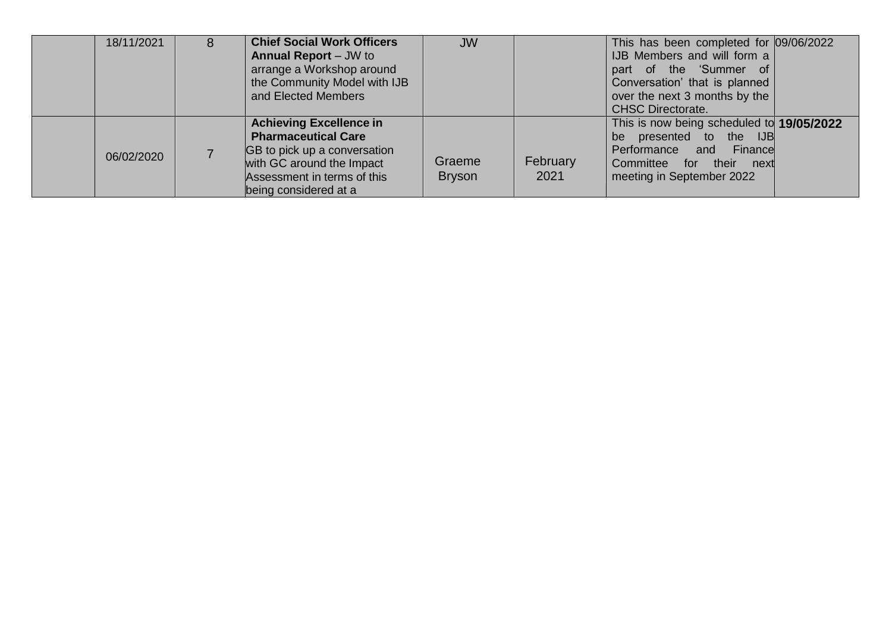| | | | | | | | |
|---|---|---|---|---|---|---|---|
| | 18/11/2021 | 8 | **Chief Social Work Officers Annual Report** – JW to arrange a Workshop around the Community Model with IJB and Elected Members | JW | | This has been completed for IJB Members and will form a part of the 'Summer of Conversation' that is planned over the next 3 months by the CHSC Directorate. | 09/06/2022 |
| | 06/02/2020 | 7 | **Achieving Excellence in Pharmaceutical Care** GB to pick up a conversation with GC around the Impact Assessment in terms of this being considered at a | Graeme Bryson | February 2021 | This is now being scheduled to be presented to the IJB Performance and Finance Committee for their next meeting in September 2022 | **19/05/2022** |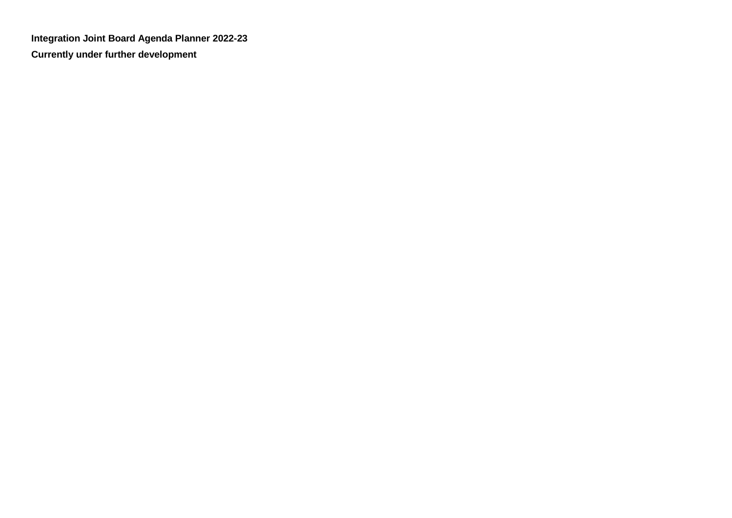**Integration Joint Board Agenda Planner 2022-23**

**Currently under further development**